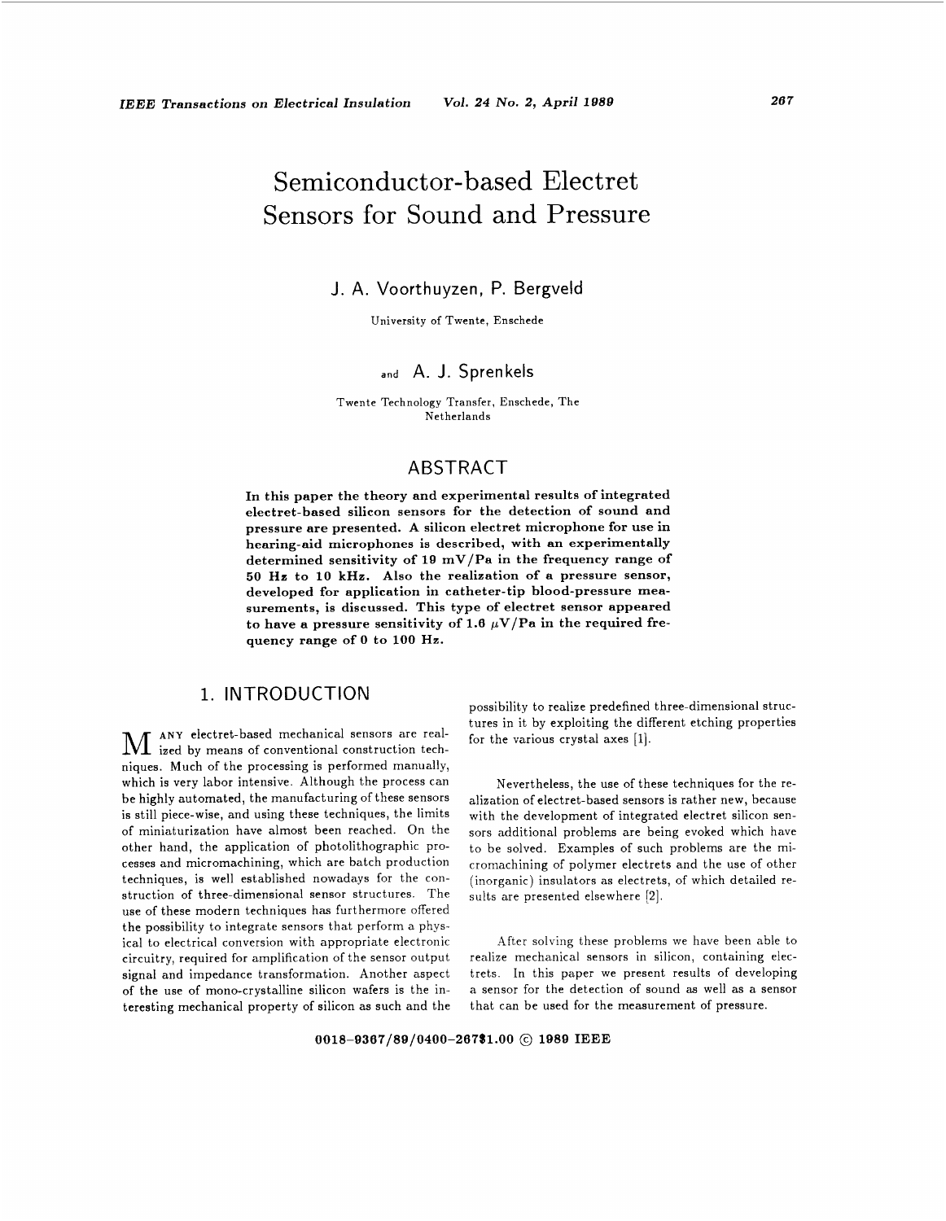# Semiconductor-based Electret Sensors for Sound and Pressure

J. A. Voorthuyzen, P. Bergveld

University of Twente, Enschede

and A. J. Sprenkels

Twente Technology Transfer, Enschede, The Netherlands

## ABSTRACT

**In this paper the theory and experimental results of integrated electret-based silicon sensors for the detection of sound and pressure are presented. A silicon electret microphone for use in hearing-aid microphones is described, with an experimentally determined sensitivity of 19 mV/Pa in the frequency range of 50 Hz to 10 kHz. Also the realization of a pressure sensor, developed for application in catheter-tip blood-pressure measurements, is discussed. This type of electret sensor appeared to have a pressure sensitivity of 1.6 $\mu$V/Pa in the required frequency range of 0 to 100 Hz.**

## 1. INTRODUCTION

MANY electret-based mechanical sensors are realized by means of conventional construction techniques. Much of the processing is performed manually, which is very labor intensive. Although the process can be highly automated, the manufacturing of these sensors is still piece-wise, and using these techniques, the limits of miniaturization have almost been reached. On the other hand, the application of photolithographic processes and micromachining, which are batch production techniques, is well established nowadays for the construction of three-dimensional sensor structures. The use of these modern techniques has furthermore offered the possibility to integrate sensors that perform a physical to electrical conversion with appropriate electronic circuitry, required for amplification of the sensor output signal and impedance transformation. Another aspect of the use of mono-crystalline silicon wafers is the interesting mechanical property of silicon as such and the possibility to realize predefined three-dimensional structures in it by exploiting the different etching properties for the various crystal axes [1].

Nevertheless, the use of these techniques for the realization of electret-based sensors is rather new, because with the development of integrated electret silicon sensors additional problems are being evoked which have to be solved. Examples of such problems are the micromachining of polymer electrets and the use of other (inorganic) insulators as electrets, of which detailed results are presented elsewhere [2].

After solving these problems we have been able to realize mechanical sensors in silicon, containing electrets. In this paper we present results of developing a sensor for the detection of sound as well as a sensor that can be used for the measurement of pressure.

0018-9367/89/0400-267$1.00 © 1989 IEEE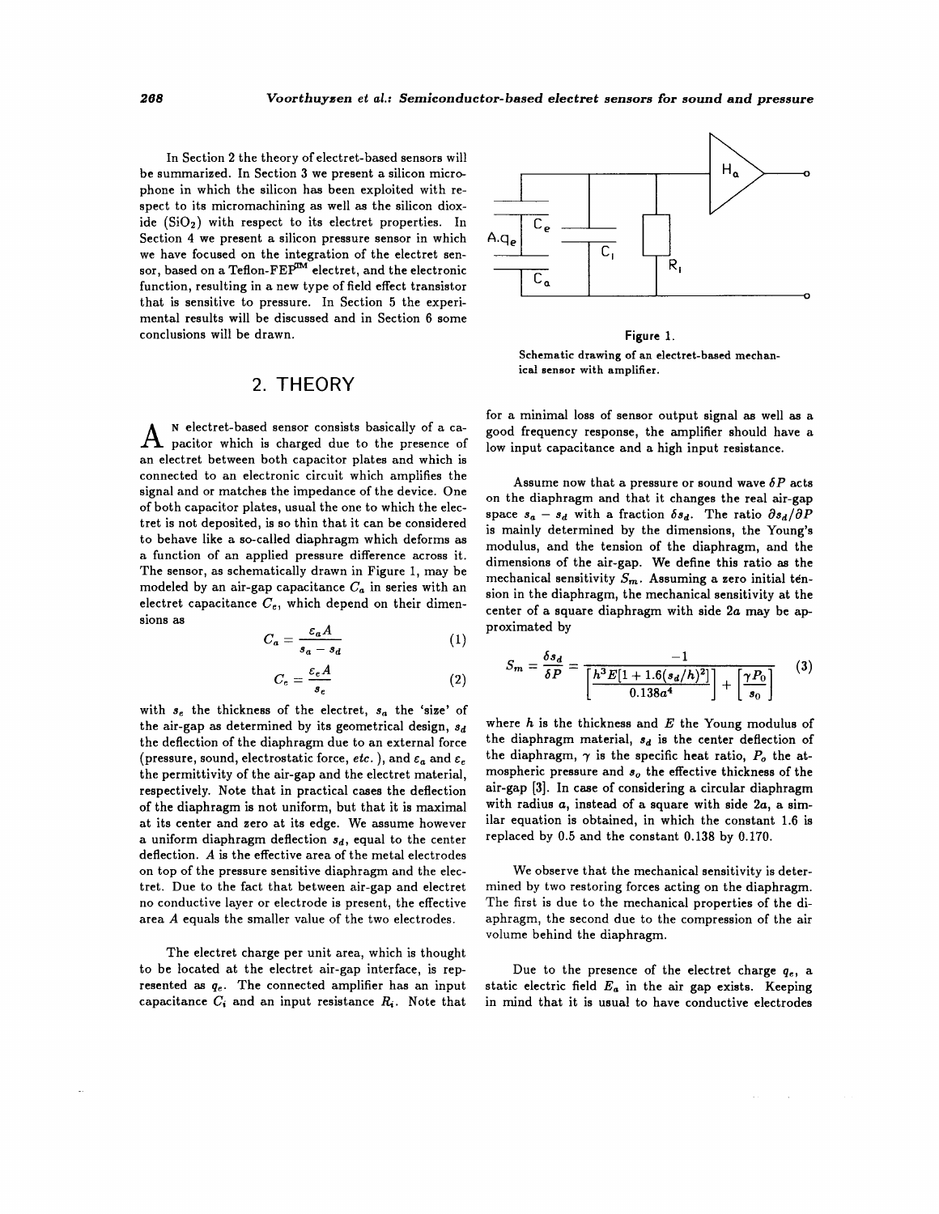In Section 2 the theory of electret-based sensors will be summarized. In Section 3 we present a silicon microphone in which the silicon has been exploited with respect to its micromachining as well as the silicon dioxide ($SiO_2$) with respect to its electret properties. In Section 4 we present a silicon pressure sensor in which we have focused on the integration of the electret sensor, based on a Teflon-FEP™ electret, and the electronic function, resulting in a new type of field effect transistor that is sensitive to pressure. In Section 5 the experimental results will be discussed and in Section 6 some conclusions will be drawn.

## 2. THEORY

An electret-based sensor consists basically of a capacitor which is charged due to the presence of an electret between both capacitor plates and which is connected to an electronic circuit which amplifies the signal and or matches the impedance of the device. One of both capacitor plates, usual the one to which the electret is not deposited, is so thin that it can be considered to behave like a so-called diaphragm which deforms as a function of an applied pressure difference across it. The sensor, as schematically drawn in Figure 1, may be modeled by an air-gap capacitance $C_a$ in series with an electret capacitance $C_e$, which depend on their dimensions as

$$C_a = \frac{\varepsilon_a A}{s_a - s_d} \tag{1}$$

$$C_e = \frac{\varepsilon_e A}{s_e} \tag{2}$$

with $s_e$ the thickness of the electret, $s_a$ the 'size' of the air-gap as determined by its geometrical design, $s_d$ the deflection of the diaphragm due to an external force (pressure, sound, electrostatic force, *etc.*), and $\varepsilon_a$ and $\varepsilon_e$ the permittivity of the air-gap and the electret material, respectively. Note that in practical cases the deflection of the diaphragm is not uniform, but that it is maximal at its center and zero at its edge. We assume however a uniform diaphragm deflection $s_d$, equal to the center deflection. $A$ is the effective area of the metal electrodes on top of the pressure sensitive diaphragm and the electret. Due to the fact that between air-gap and electret no conductive layer or electrode is present, the effective area $A$ equals the smaller value of the two electrodes.

The electret charge per unit area, which is thought to be located at the electret air-gap interface, is represented as $q_e$. The connected amplifier has an input capacitance $C_i$ and an input resistance $R_i$. Note that

Figure 1.

Schematic drawing of an electret-based mechanical sensor with amplifier.

for a minimal loss of sensor output signal as well as a good frequency response, the amplifier should have a low input capacitance and a high input resistance.

Assume now that a pressure or sound wave $\delta P$ acts on the diaphragm and that it changes the real air-gap space $s_a - s_d$ with a fraction $\delta s_d$. The ratio $\partial s_d / \partial P$ is mainly determined by the dimensions, the Young's modulus, and the tension of the diaphragm, and the dimensions of the air-gap. We define this ratio as the mechanical sensitivity $S_m$. Assuming a zero initial tension in the diaphragm, the mechanical sensitivity at the center of a square diaphragm with side $2a$ may be approximated by

$$S_m = \frac{\delta s_d}{\delta P} = \frac{-1}{\left[\frac{h^3 E[1 + 1.6(s_d/h)^2]}{0.138 a^4}\right] + \left[\frac{\gamma P_0}{s_0}\right]} \tag{3}$$

where $h$ is the thickness and $E$ the Young modulus of the diaphragm material, $s_d$ is the center deflection of the diaphragm, $\gamma$ is the specific heat ratio, $P_o$ the atmospheric pressure and $s_o$ the effective thickness of the air-gap [3]. In case of considering a circular diaphragm with radius $a$, instead of a square with side $2a$, a similar equation is obtained, in which the constant 1.6 is replaced by 0.5 and the constant 0.138 by 0.170.

We observe that the mechanical sensitivity is determined by two restoring forces acting on the diaphragm. The first is due to the mechanical properties of the diaphragm, the second due to the compression of the air volume behind the diaphragm.

Due to the presence of the electret charge $q_e$, a static electric field $E_a$ in the air gap exists. Keeping in mind that it is usual to have conductive electrodes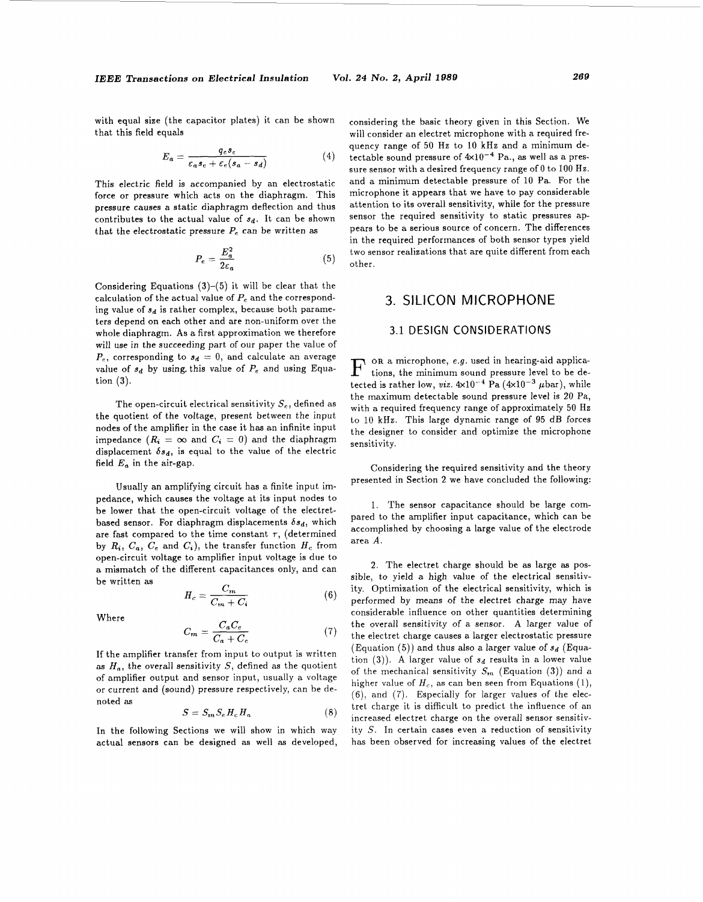with equal size (the capacitor plates) it can be shown that this field equals

$$E_a = \frac{q_e s_e}{\varepsilon_a s_e + \varepsilon_e (s_a - s_d)} \tag{4}$$

This electric field is accompanied by an electrostatic force or pressure which acts on the diaphragm. This pressure causes a static diaphragm deflection and thus contributes to the actual value of $s_d$. It can be shown that the electrostatic pressure $P_e$ can be written as

$$P_e = \frac{E_a^2}{2\varepsilon_a} \tag{5}$$

Considering Equations (3)–(5) it will be clear that the calculation of the actual value of $P_e$ and the corresponding value of $s_d$ is rather complex, because both parameters depend on each other and are non-uniform over the whole diaphragm. As a first approximation we therefore will use in the succeeding part of our paper the value of $P_e$, corresponding to $s_d = 0$, and calculate an average value of $s_d$ by using this value of $P_e$ and using Equation (3).

The open-circuit electrical sensitivity $S_e$, defined as the quotient of the voltage, present between the input nodes of the amplifier in the case it has an infinite input impedance ($R_i = \infty$ and $C_i = 0$) and the diaphragm displacement $\delta s_d$, is equal to the value of the electric field $E_a$ in the air-gap.

Usually an amplifying circuit has a finite input impedance, which causes the voltage at its input nodes to be lower that the open-circuit voltage of the electret-based sensor. For diaphragm displacements $\delta s_d$, which are fast compared to the time constant $\tau$, (determined by $R_i$, $C_a$, $C_e$ and $C_i$), the transfer function $H_c$ from open-circuit voltage to amplifier input voltage is due to a mismatch of the different capacitances only, and can be written as

$$H_c = \frac{C_m}{C_m + C_i} \tag{6}$$

Where

$$C_m = \frac{C_a C_e}{C_a + C_e} \tag{7}$$

If the amplifier transfer from input to output is written as $H_a$, the overall sensitivity $S$, defined as the quotient of amplifier output and sensor input, usually a voltage or current and (sound) pressure respectively, can be denoted as

$$S = S_m S_e H_c H_a \tag{8}$$

In the following Sections we will show in which way actual sensors can be designed as well as developed, considering the basic theory given in this Section. We will consider an electret microphone with a required frequency range of 50 Hz to 10 kHz and a minimum detectable sound pressure of $4 \times 10^{-4}$ Pa., as well as a pressure sensor with a desired frequency range of 0 to 100 Hz. and a minimum detectable pressure of 10 Pa. For the microphone it appears that we have to pay considerable attention to its overall sensitivity, while for the pressure sensor the required sensitivity to static pressures appears to be a serious source of concern. The differences in the required performances of both sensor types yield two sensor realizations that are quite different from each other.

## 3. SILICON MICROPHONE

### 3.1 DESIGN CONSIDERATIONS

For a microphone, *e.g.* used in hearing-aid applications, the minimum sound pressure level to be detected is rather low, *viz.* $4 \times 10^{-4}$ Pa ($4 \times 10^{-3}$ $\mu$bar), while the maximum detectable sound pressure level is 20 Pa, with a required frequency range of approximately 50 Hz to 10 kHz. This large dynamic range of 95 dB forces the designer to consider and optimize the microphone sensitivity.

Considering the required sensitivity and the theory presented in Section 2 we have concluded the following:

1. The sensor capacitance should be large compared to the amplifier input capacitance, which can be accomplished by choosing a large value of the electrode area $A$.

2. The electret charge should be as large as possible, to yield a high value of the electrical sensitivity. Optimization of the electrical sensitivity, which is performed by means of the electret charge may have considerable influence on other quantities determining the overall sensitivity of a sensor. A larger value of the electret charge causes a larger electrostatic pressure (Equation (5)) and thus also a larger value of $s_d$ (Equation (3)). A larger value of $s_d$ results in a lower value of the mechanical sensitivity $S_m$ (Equation (3)) and a higher value of $H_c$, as can ben seen from Equations (1), (6), and (7). Especially for larger values of the electret charge it is difficult to predict the influence of an increased electret charge on the overall sensor sensitivity $S$. In certain cases even a reduction of sensitivity has been observed for increasing values of the electret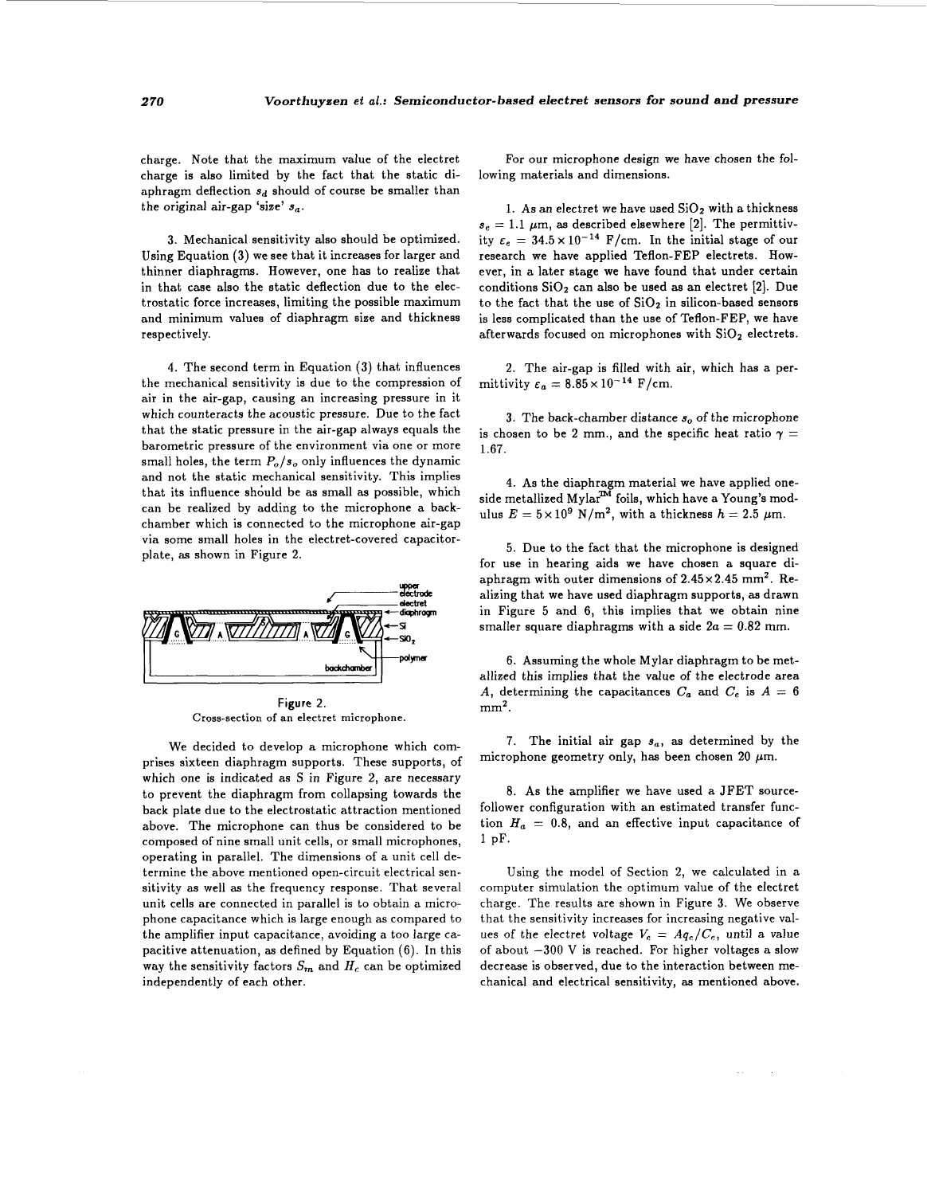charge. Note that the maximum value of the electret charge is also limited by the fact that the static diaphragm deflection $s_d$ should of course be smaller than the original air-gap 'size' $s_a$.

3. Mechanical sensitivity also should be optimized. Using Equation (3) we see that it increases for larger and thinner diaphragms. However, one has to realize that in that case also the static deflection due to the electrostatic force increases, limiting the possible maximum and minimum values of diaphragm size and thickness respectively.

4. The second term in Equation (3) that influences the mechanical sensitivity is due to the compression of air in the air-gap, causing an increasing pressure in it which counteracts the acoustic pressure. Due to the fact that the static pressure in the air-gap always equals the barometric pressure of the environment via one or more small holes, the term $P_o/s_o$ only influences the dynamic and not the static mechanical sensitivity. This implies that its influence should be as small as possible, which can be realized by adding to the microphone a back-chamber which is connected to the microphone air-gap via some small holes in the electret-covered capacitor-plate, as shown in Figure 2.

Figure 2.
Cross-section of an electret microphone.

We decided to develop a microphone which comprises sixteen diaphragm supports. These supports, of which one is indicated as S in Figure 2, are necessary to prevent the diaphragm from collapsing towards the back plate due to the electrostatic attraction mentioned above. The microphone can thus be considered to be composed of nine small unit cells, or small microphones, operating in parallel. The dimensions of a unit cell determine the above mentioned open-circuit electrical sensitivity as well as the frequency response. That several unit cells are connected in parallel is to obtain a microphone capacitance which is large enough as compared to the amplifier input capacitance, avoiding a too large capacitive attenuation, as defined by Equation (6). In this way the sensitivity factors $S_m$ and $H_c$ can be optimized independently of each other.

For our microphone design we have chosen the following materials and dimensions.

1. As an electret we have used $SiO_2$ with a thickness $s_e = 1.1$ $\mu$m, as described elsewhere [2]. The permittivity $\varepsilon_e = 34.5 \times 10^{-14}$ F/cm. In the initial stage of our research we have applied Teflon-FEP electrets. However, in a later stage we have found that under certain conditions $SiO_2$ can also be used as an electret [2]. Due to the fact that the use of $SiO_2$ in silicon-based sensors is less complicated than the use of Teflon-FEP, we have afterwards focused on microphones with $SiO_2$ electrets.

2. The air-gap is filled with air, which has a permittivity $\varepsilon_a = 8.85 \times 10^{-14}$ F/cm.

3. The back-chamber distance $s_o$ of the microphone is chosen to be 2 mm., and the specific heat ratio $\gamma = 1.67$.

4. As the diaphragm material we have applied one-side metallized Mylar™ foils, which have a Young's modulus $E = 5 \times 10^9$ N/m$^2$, with a thickness $h = 2.5$ $\mu$m.

5. Due to the fact that the microphone is designed for use in hearing aids we have chosen a square diaphragm with outer dimensions of $2.45 \times 2.45$ mm$^2$. Realizing that we have used diaphragm supports, as drawn in Figure 5 and 6, this implies that we obtain nine smaller square diaphragms with a side $2a = 0.82$ mm.

6. Assuming the whole Mylar diaphragm to be metallized this implies that the value of the electrode area $A$, determining the capacitances $C_a$ and $C_e$ is $A = 6$ mm$^2$.

7. The initial air gap $s_a$, as determined by the microphone geometry only, has been chosen 20 $\mu$m.

8. As the amplifier we have used a JFET source-follower configuration with an estimated transfer function $H_a = 0.8$, and an effective input capacitance of 1 pF.

Using the model of Section 2, we calculated in a computer simulation the optimum value of the electret charge. The results are shown in Figure 3. We observe that the sensitivity increases for increasing negative values of the electret voltage $V_e = Aq_e/C_e$, until a value of about $-300$ V is reached. For higher voltages a slow decrease is observed, due to the interaction between mechanical and electrical sensitivity, as mentioned above.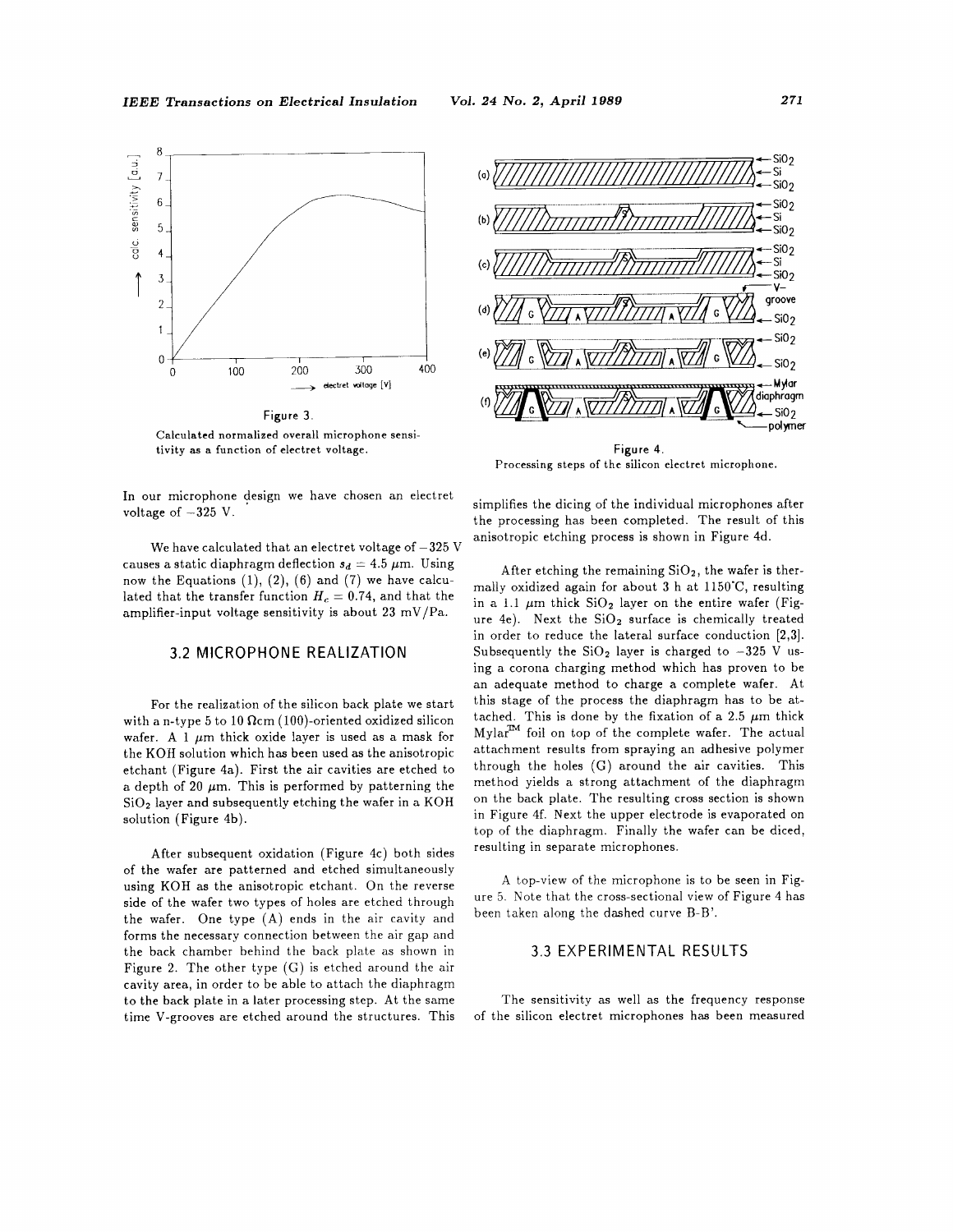Figure 3.

Calculated normalized overall microphone sensitivity as a function of electret voltage.

In our microphone design we have chosen an electret voltage of −325 V.

We have calculated that an electret voltage of −325 V causes a static diaphragm deflection $s_d = 4.5$ μm. Using now the Equations (1), (2), (6) and (7) we have calculated that the transfer function $H_c = 0.74$, and that the amplifier-input voltage sensitivity is about 23 mV/Pa.

## 3.2 MICROPHONE REALIZATION

For the realization of the silicon back plate we start with a n-type 5 to 10 Ωcm (100)-oriented oxidized silicon wafer. A 1 μm thick oxide layer is used as a mask for the KOH solution which has been used as the anisotropic etchant (Figure 4a). First the air cavities are etched to a depth of 20 μm. This is performed by patterning the $SiO_2$ layer and subsequently etching the wafer in a KOH solution (Figure 4b).

After subsequent oxidation (Figure 4c) both sides of the wafer are patterned and etched simultaneously using KOH as the anisotropic etchant. On the reverse side of the wafer two types of holes are etched through the wafer. One type (A) ends in the air cavity and forms the necessary connection between the air gap and the back chamber behind the back plate as shown in Figure 2. The other type (G) is etched around the air cavity area, in order to be able to attach the diaphragm to the back plate in a later processing step. At the same time V-grooves are etched around the structures. This simplifies the dicing of the individual microphones after the processing has been completed. The result of this anisotropic etching process is shown in Figure 4d.

Figure 4.
Processing steps of the silicon electret microphone.

After etching the remaining $SiO_2$, the wafer is thermally oxidized again for about 3 h at 1150°C, resulting in a 1.1 μm thick $SiO_2$ layer on the entire wafer (Figure 4e). Next the $SiO_2$ surface is chemically treated in order to reduce the lateral surface conduction [2,3]. Subsequently the $SiO_2$ layer is charged to −325 V using a corona charging method which has proven to be an adequate method to charge a complete wafer. At this stage of the process the diaphragm has to be attached. This is done by the fixation of a 2.5 μm thick Mylar™ foil on top of the complete wafer. The actual attachment results from spraying an adhesive polymer through the holes (G) around the air cavities. This method yields a strong attachment of the diaphragm on the back plate. The resulting cross section is shown in Figure 4f. Next the upper electrode is evaporated on top of the diaphragm. Finally the wafer can be diced, resulting in separate microphones.

A top-view of the microphone is to be seen in Figure 5. Note that the cross-sectional view of Figure 4 has been taken along the dashed curve B-B'.

## 3.3 EXPERIMENTAL RESULTS

The sensitivity as well as the frequency response of the silicon electret microphones has been measured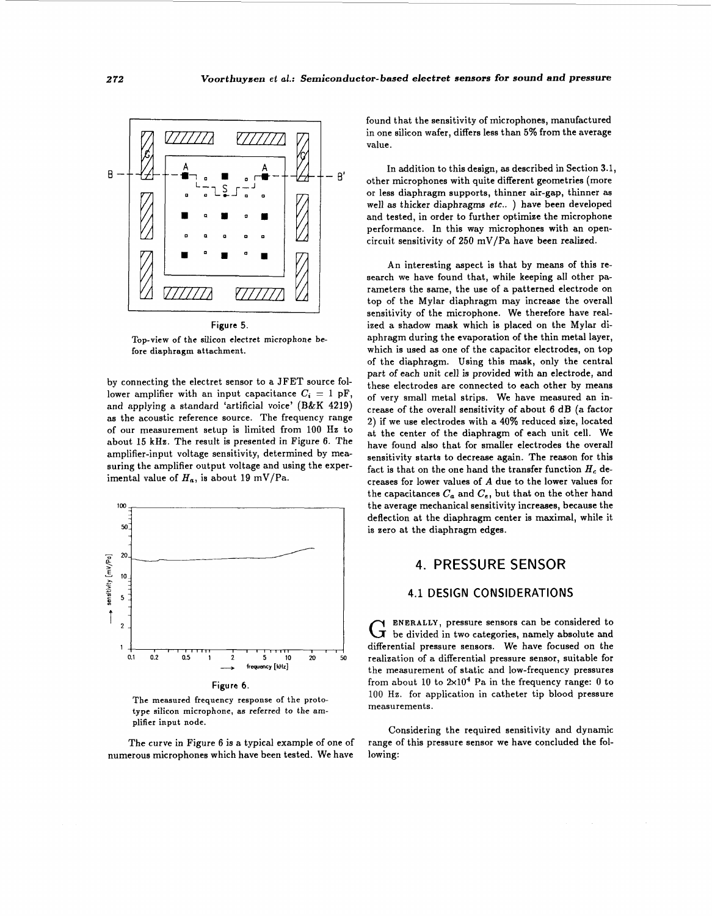Figure 5.

Top-view of the silicon electret microphone before diaphragm attachment.

by connecting the electret sensor to a JFET source follower amplifier with an input capacitance $C_i = 1$ pF, and applying a standard 'artificial voice' (B&K 4219) as the acoustic reference source. The frequency range of our measurement setup is limited from 100 Hz to about 15 kHz. The result is presented in Figure 6. The amplifier-input voltage sensitivity, determined by measuring the amplifier output voltage and using the experimental value of $H_a$, is about 19 mV/Pa.

Figure 6.

The measured frequency response of the prototype silicon microphone, as referred to the amplifier input node.

The curve in Figure 6 is a typical example of one of numerous microphones which have been tested. We have found that the sensitivity of microphones, manufactured in one silicon wafer, differs less than 5% from the average value.

In addition to this design, as described in Section 3.1, other microphones with quite different geometries (more or less diaphragm supports, thinner air-gap, thinner as well as thicker diaphragms *etc.*. ) have been developed and tested, in order to further optimize the microphone performance. In this way microphones with an open-circuit sensitivity of 250 mV/Pa have been realized.

An interesting aspect is that by means of this research we have found that, while keeping all other parameters the same, the use of a patterned electrode on top of the Mylar diaphragm may increase the overall sensitivity of the microphone. We therefore have realized a shadow mask which is placed on the Mylar diaphragm during the evaporation of the thin metal layer, which is used as one of the capacitor electrodes, on top of the diaphragm. Using this mask, only the central part of each unit cell is provided with an electrode, and these electrodes are connected to each other by means of very small metal strips. We have measured an increase of the overall sensitivity of about 6 dB (a factor 2) if we use electrodes with a 40% reduced size, located at the center of the diaphragm of each unit cell. We have found also that for smaller electrodes the overall sensitivity starts to decrease again. The reason for this fact is that on the one hand the transfer function $H_c$ decreases for lower values of $A$ due to the lower values for the capacitances $C_a$ and $C_e$, but that on the other hand the average mechanical sensitivity increases, because the deflection at the diaphragm center is maximal, while it is zero at the diaphragm edges.

# 4. PRESSURE SENSOR

## 4.1 DESIGN CONSIDERATIONS

GENERALLY, pressure sensors can be considered to be divided in two categories, namely absolute and differential pressure sensors. We have focused on the realization of a differential pressure sensor, suitable for the measurement of static and low-frequency pressures from about 10 to $2\times10^4$ Pa in the frequency range: 0 to 100 Hz. for application in catheter tip blood pressure measurements.

Considering the required sensitivity and dynamic range of this pressure sensor we have concluded the following: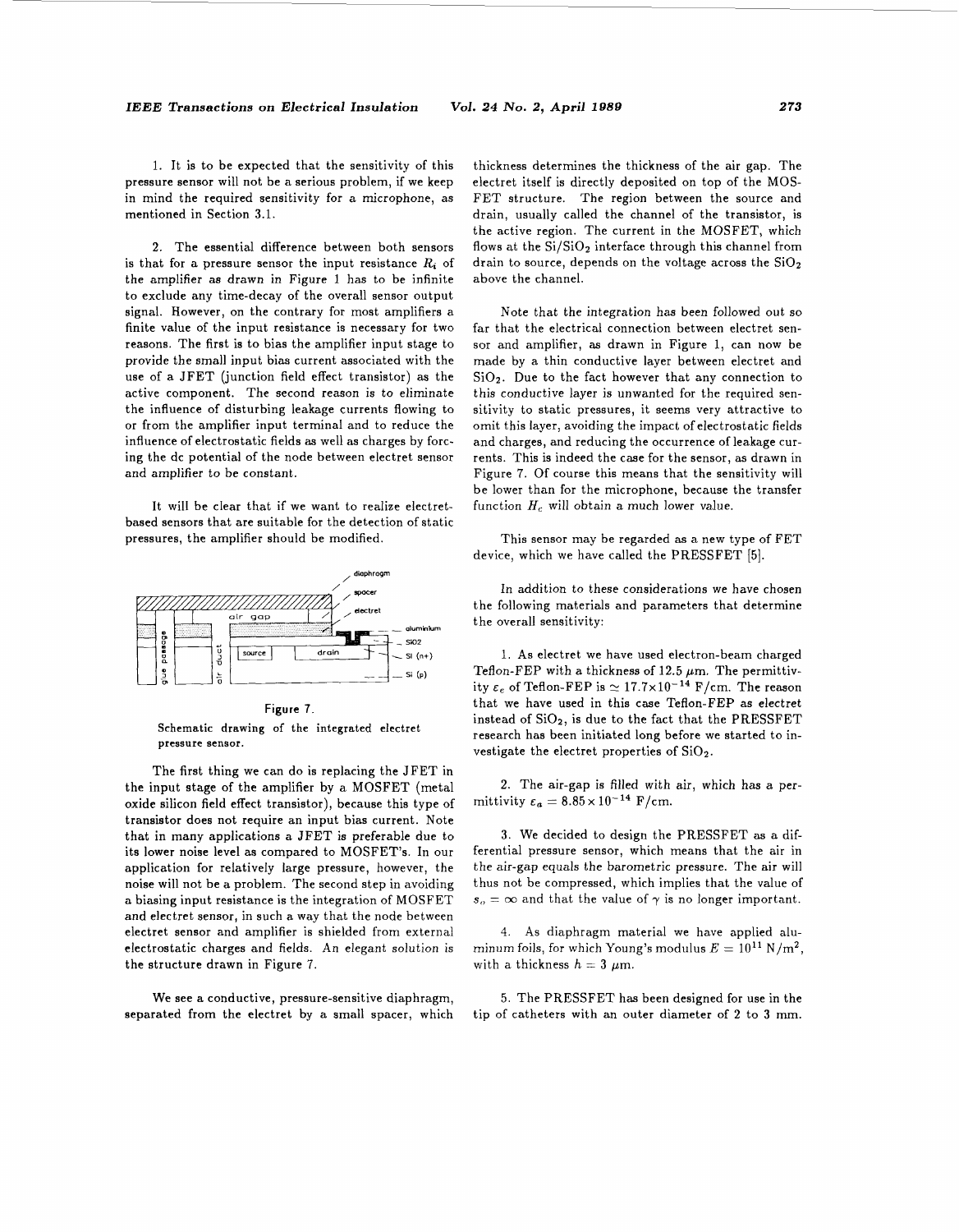1. It is to be expected that the sensitivity of this pressure sensor will not be a serious problem, if we keep in mind the required sensitivity for a microphone, as mentioned in Section 3.1.

2. The essential difference between both sensors is that for a pressure sensor the input resistance $R_i$ of the amplifier as drawn in Figure 1 has to be infinite to exclude any time-decay of the overall sensor output signal. However, on the contrary for most amplifiers a finite value of the input resistance is necessary for two reasons. The first is to bias the amplifier input stage to provide the small input bias current associated with the use of a JFET (junction field effect transistor) as the active component. The second reason is to eliminate the influence of disturbing leakage currents flowing to or from the amplifier input terminal and to reduce the influence of electrostatic fields as well as charges by forcing the dc potential of the node between electret sensor and amplifier to be constant.

It will be clear that if we want to realize electret-based sensors that are suitable for the detection of static pressures, the amplifier should be modified.

Figure 7.
Schematic drawing of the integrated electret pressure sensor.

The first thing we can do is replacing the JFET in the input stage of the amplifier by a MOSFET (metal oxide silicon field effect transistor), because this type of transistor does not require an input bias current. Note that in many applications a JFET is preferable due to its lower noise level as compared to MOSFET's. In our application for relatively large pressure, however, the noise will not be a problem. The second step in avoiding a biasing input resistance is the integration of MOSFET and electret sensor, in such a way that the node between electret sensor and amplifier is shielded from external electrostatic charges and fields. An elegant solution is the structure drawn in Figure 7.

We see a conductive, pressure-sensitive diaphragm, separated from the electret by a small spacer, which thickness determines the thickness of the air gap. The electret itself is directly deposited on top of the MOSFET structure. The region between the source and drain, usually called the channel of the transistor, is the active region. The current in the MOSFET, which flows at the $Si/SiO_2$ interface through this channel from drain to source, depends on the voltage across the $SiO_2$ above the channel.

Note that the integration has been followed out so far that the electrical connection between electret sensor and amplifier, as drawn in Figure 1, can now be made by a thin conductive layer between electret and $SiO_2$. Due to the fact however that any connection to this conductive layer is unwanted for the required sensitivity to static pressures, it seems very attractive to omit this layer, avoiding the impact of electrostatic fields and charges, and reducing the occurrence of leakage currents. This is indeed the case for the sensor, as drawn in Figure 7. Of course this means that the sensitivity will be lower than for the microphone, because the transfer function $H_c$ will obtain a much lower value.

This sensor may be regarded as a new type of FET device, which we have called the PRESSFET [5].

In addition to these considerations we have chosen the following materials and parameters that determine the overall sensitivity:

1. As electret we have used electron-beam charged Teflon-FEP with a thickness of 12.5 $\mu$m. The permittivity $\varepsilon_e$ of Teflon-FEP is $\simeq 17.7\times10^{-14}$ F/cm. The reason that we have used in this case Teflon-FEP as electret instead of $SiO_2$, is due to the fact that the PRESSFET research has been initiated long before we started to investigate the electret properties of $SiO_2$.

2. The air-gap is filled with air, which has a permittivity $\varepsilon_a = 8.85\times10^{-14}$ F/cm.

3. We decided to design the PRESSFET as a differential pressure sensor, which means that the air in the air-gap equals the barometric pressure. The air will thus not be compressed, which implies that the value of $s_o = \infty$ and that the value of $\gamma$ is no longer important.

4. As diaphragm material we have applied aluminum foils, for which Young's modulus $E = 10^{11}$ N/m$^2$, with a thickness $h = 3$ $\mu$m.

5. The PRESSFET has been designed for use in the tip of catheters with an outer diameter of 2 to 3 mm.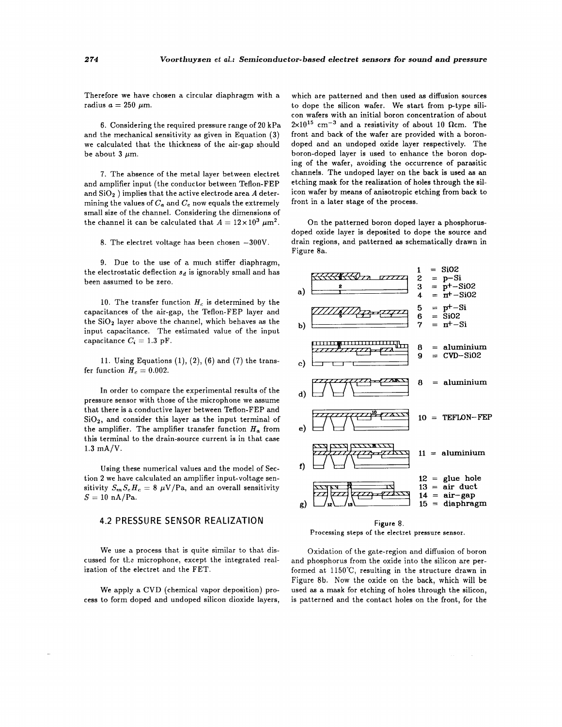Therefore we have chosen a circular diaphragm with a radius $a = 250\ \mu m$.

6. Considering the required pressure range of 20 kPa and the mechanical sensitivity as given in Equation (3) we calculated that the thickness of the air-gap should be about 3 $\mu m$.

7. The absence of the metal layer between electret and amplifier input (the conductor between Teflon-FEP and $SiO_2$ ) implies that the active electrode area $A$ determining the values of $C_a$ and $C_e$ now equals the extremely small size of the channel. Considering the dimensions of the channel it can be calculated that $A = 12 \times 10^3\ \mu m^2$.

8. The electret voltage has been chosen $-300$V.

9. Due to the use of a much stiffer diaphragm, the electrostatic deflection $s_d$ is ignorably small and has been assumed to be zero.

10. The transfer function $H_c$ is determined by the capacitances of the air-gap, the Teflon-FEP layer and the $SiO_2$ layer above the channel, which behaves as the input capacitance. The estimated value of the input capacitance $C_i = 1.3$ pF.

11. Using Equations (1), (2), (6) and (7) the transfer function $H_c = 0.002$.

In order to compare the experimental results of the pressure sensor with those of the microphone we assume that there is a conductive layer between Teflon-FEP and $SiO_2$, and consider this layer as the input terminal of the amplifier. The amplifier transfer function $H_a$ from this terminal to the drain-source current is in that case 1.3 mA/V.

Using these numerical values and the model of Section 2 we have calculated an amplifier input-voltage sensitivity $S_m S_e H_c = 8\ \mu V/Pa$, and an overall sensitivity $S = 10$ nA/Pa.

## 4.2 PRESSURE SENSOR REALIZATION

We use a process that is quite similar to that discussed for the microphone, except the integrated realization of the electret and the FET.

We apply a CVD (chemical vapor deposition) process to form doped and undoped silicon dioxide layers, which are patterned and then used as diffusion sources to dope the silicon wafer. We start from p-type silicon wafers with an initial boron concentration of about $2 \times 10^{15}\ cm^{-3}$ and a resistivity of about 10 $\Omega$cm. The front and back of the wafer are provided with a boron-doped and an undoped oxide layer respectively. The boron-doped layer is used to enhance the boron doping of the wafer, avoiding the occurrence of parasitic channels. The undoped layer on the back is used as an etching mask for the realization of holes through the silicon wafer by means of anisotropic etching from back to front in a later stage of the process.

On the patterned boron doped layer a phosphorus-doped oxide layer is deposited to dope the source and drain regions, and patterned as schematically drawn in Figure 8a.

1 = $SiO_2$
2 = p−Si
3 = $p^+$−$SiO_2$
4 = $n^+$−$SiO_2$
5 = $p^+$−Si
6 = $SiO_2$
7 = $n^+$−Si
8 = aluminium
9 = CVD−$SiO_2$
8 = aluminium
10 = TEFLON−FEP
11 = aluminium
12 = glue hole
13 = air duct
14 = air−gap
15 = diaphragm

Figure 8.
Processing steps of the electret pressure sensor.

Oxidation of the gate-region and diffusion of boron and phosphorus from the oxide into the silicon are performed at 1150°C, resulting in the structure drawn in Figure 8b. Now the oxide on the back, which will be used as a mask for etching of holes through the silicon, is patterned and the contact holes on the front, for the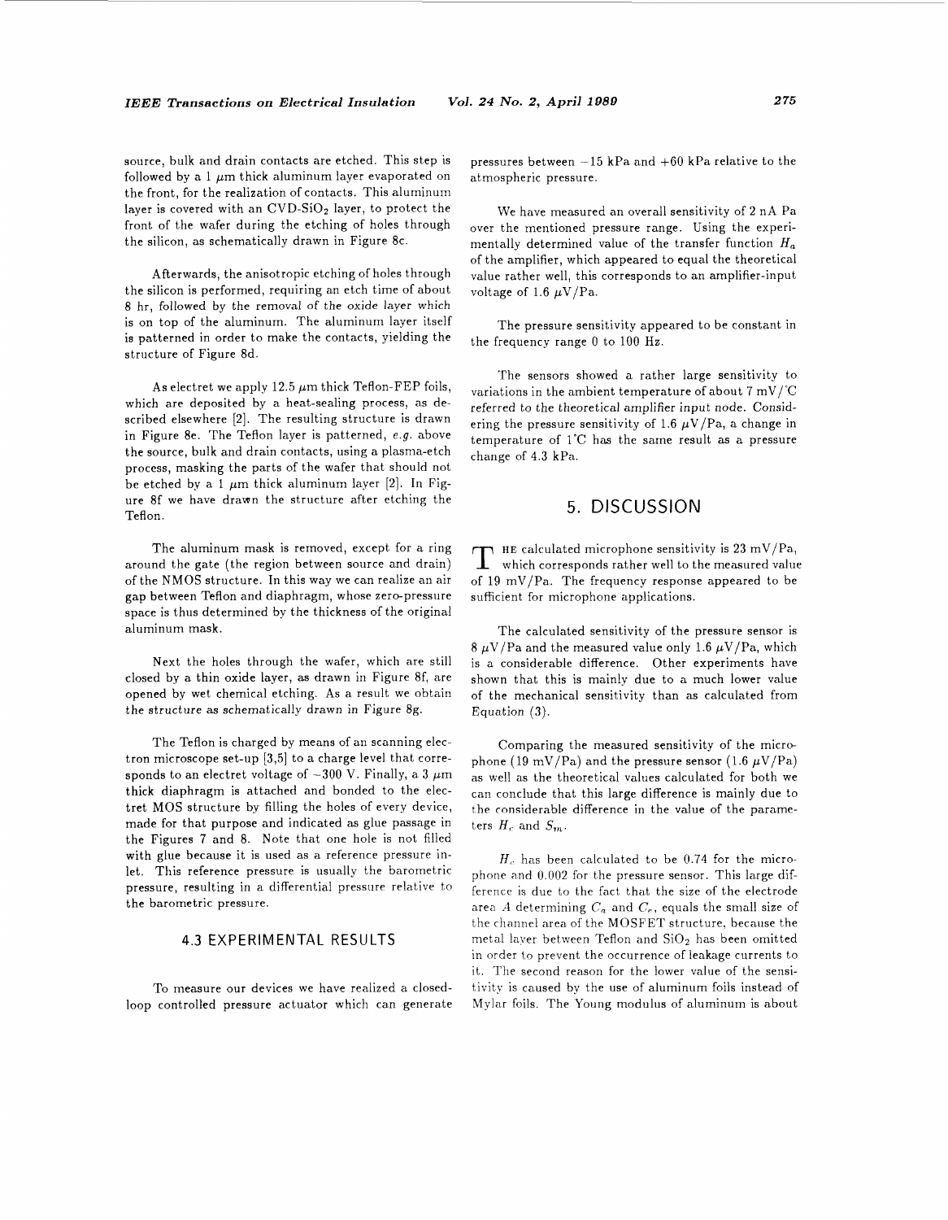source, bulk and drain contacts are etched. This step is followed by a 1 $\mu$m thick aluminum layer evaporated on the front, for the realization of contacts. This aluminum layer is covered with an CVD-$SiO_2$ layer, to protect the front of the wafer during the etching of holes through the silicon, as schematically drawn in Figure 8c.

Afterwards, the anisotropic etching of holes through the silicon is performed, requiring an etch time of about 8 hr, followed by the removal of the oxide layer which is on top of the aluminum. The aluminum layer itself is patterned in order to make the contacts, yielding the structure of Figure 8d.

As electret we apply 12.5 $\mu$m thick Teflon-FEP foils, which are deposited by a heat-sealing process, as described elsewhere [2]. The resulting structure is drawn in Figure 8e. The Teflon layer is patterned, *e.g.* above the source, bulk and drain contacts, using a plasma-etch process, masking the parts of the wafer that should not be etched by a 1 $\mu$m thick aluminum layer [2]. In Figure 8f we have drawn the structure after etching the Teflon.

The aluminum mask is removed, except for a ring around the gate (the region between source and drain) of the NMOS structure. In this way we can realize an air gap between Teflon and diaphragm, whose zero-pressure space is thus determined by the thickness of the original aluminum mask.

Next the holes through the wafer, which are still closed by a thin oxide layer, as drawn in Figure 8f, are opened by wet chemical etching. As a result we obtain the structure as schematically drawn in Figure 8g.

The Teflon is charged by means of an scanning electron microscope set-up [3,5] to a charge level that corresponds to an electret voltage of −300 V. Finally, a 3 $\mu$m thick diaphragm is attached and bonded to the electret MOS structure by filling the holes of every device, made for that purpose and indicated as glue passage in the Figures 7 and 8. Note that one hole is not filled with glue because it is used as a reference pressure inlet. This reference pressure is usually the barometric pressure, resulting in a differential pressure relative to the barometric pressure.

### 4.3 EXPERIMENTAL RESULTS

To measure our devices we have realized a closed-loop controlled pressure actuator which can generate pressures between −15 kPa and +60 kPa relative to the atmospheric pressure.

We have measured an overall sensitivity of 2 nA Pa over the mentioned pressure range. Using the experimentally determined value of the transfer function $H_a$ of the amplifier, which appeared to equal the theoretical value rather well, this corresponds to an amplifier-input voltage of 1.6 $\mu$V/Pa.

The pressure sensitivity appeared to be constant in the frequency range 0 to 100 Hz.

The sensors showed a rather large sensitivity to variations in the ambient temperature of about 7 mV/°C referred to the theoretical amplifier input node. Considering the pressure sensitivity of 1.6 $\mu$V/Pa, a change in temperature of 1°C has the same result as a pressure change of 4.3 kPa.

## 5. DISCUSSION

The calculated microphone sensitivity is 23 mV/Pa, which corresponds rather well to the measured value of 19 mV/Pa. The frequency response appeared to be sufficient for microphone applications.

The calculated sensitivity of the pressure sensor is 8 $\mu$V/Pa and the measured value only 1.6 $\mu$V/Pa, which is a considerable difference. Other experiments have shown that this is mainly due to a much lower value of the mechanical sensitivity than as calculated from Equation (3).

Comparing the measured sensitivity of the microphone (19 mV/Pa) and the pressure sensor (1.6 $\mu$V/Pa) as well as the theoretical values calculated for both we can conclude that this large difference is mainly due to the considerable difference in the value of the parameters $H_c$ and $S_m$.

$H_c$ has been calculated to be 0.74 for the microphone and 0.002 for the pressure sensor. This large difference is due to the fact that the size of the electrode area $A$ determining $C_a$ and $C_e$, equals the small size of the channel area of the MOSFET structure, because the metal layer between Teflon and $SiO_2$ has been omitted in order to prevent the occurrence of leakage currents to it. The second reason for the lower value of the sensitivity is caused by the use of aluminum foils instead of Mylar foils. The Young modulus of aluminum is about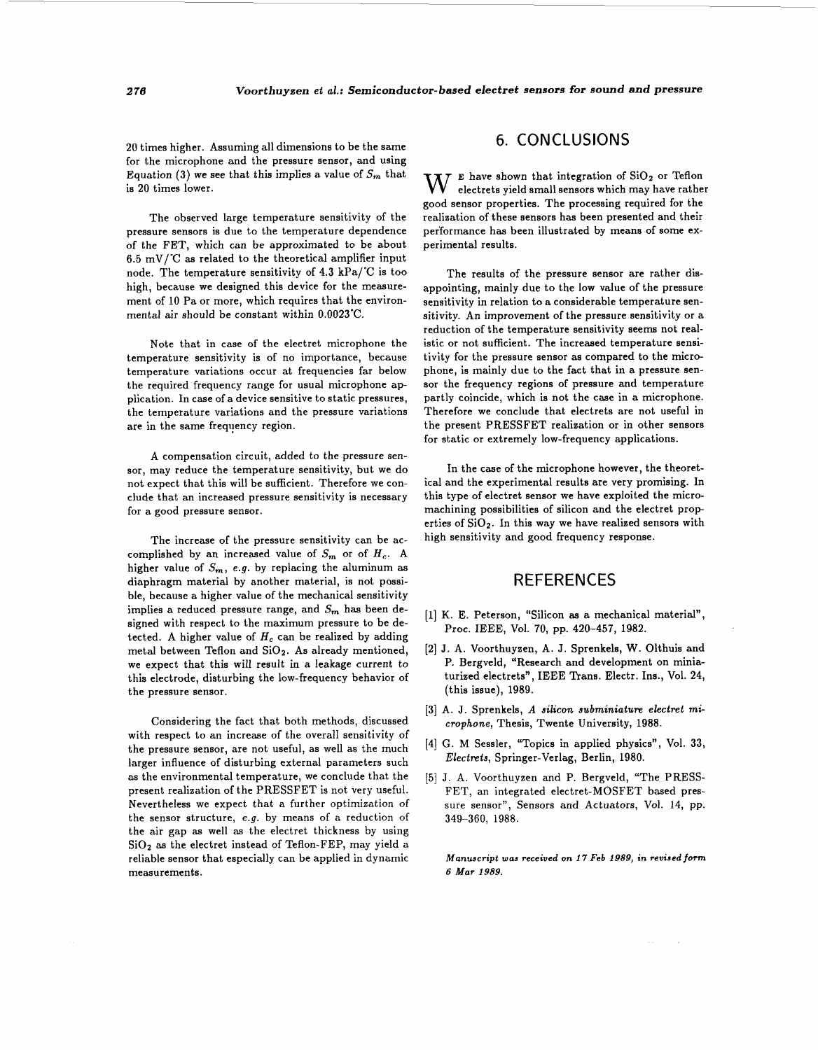20 times higher. Assuming all dimensions to be the same for the microphone and the pressure sensor, and using Equation (3) we see that this implies a value of $S_m$ that is 20 times lower.

The observed large temperature sensitivity of the pressure sensors is due to the temperature dependence of the FET, which can be approximated to be about 6.5 mV/°C as related to the theoretical amplifier input node. The temperature sensitivity of 4.3 kPa/°C is too high, because we designed this device for the measurement of 10 Pa or more, which requires that the environmental air should be constant within 0.0023°C.

Note that in case of the electret microphone the temperature sensitivity is of no importance, because temperature variations occur at frequencies far below the required frequency range for usual microphone application. In case of a device sensitive to static pressures, the temperature variations and the pressure variations are in the same frequency region.

A compensation circuit, added to the pressure sensor, may reduce the temperature sensitivity, but we do not expect that this will be sufficient. Therefore we conclude that an increased pressure sensitivity is necessary for a good pressure sensor.

The increase of the pressure sensitivity can be accomplished by an increased value of $S_m$ or of $H_c$. A higher value of $S_m$, *e.g.* by replacing the aluminum as diaphragm material by another material, is not possible, because a higher value of the mechanical sensitivity implies a reduced pressure range, and $S_m$ has been designed with respect to the maximum pressure to be detected. A higher value of $H_c$ can be realized by adding metal between Teflon and $SiO_2$. As already mentioned, we expect that this will result in a leakage current to this electrode, disturbing the low-frequency behavior of the pressure sensor.

Considering the fact that both methods, discussed with respect to an increase of the overall sensitivity of the pressure sensor, are not useful, as well as the much larger influence of disturbing external parameters such as the environmental temperature, we conclude that the present realization of the PRESSFET is not very useful. Nevertheless we expect that a further optimization of the sensor structure, *e.g.* by means of a reduction of the air gap as well as the electret thickness by using $SiO_2$ as the electret instead of Teflon-FEP, may yield a reliable sensor that especially can be applied in dynamic measurements.

## 6. CONCLUSIONS

We have shown that integration of $SiO_2$ or Teflon electrets yield small sensors which may have rather good sensor properties. The processing required for the realization of these sensors has been presented and their performance has been illustrated by means of some experimental results.

The results of the pressure sensor are rather disappointing, mainly due to the low value of the pressure sensitivity in relation to a considerable temperature sensitivity. An improvement of the pressure sensitivity or a reduction of the temperature sensitivity seems not realistic or not sufficient. The increased temperature sensitivity for the pressure sensor as compared to the microphone, is mainly due to the fact that in a pressure sensor the frequency regions of pressure and temperature partly coincide, which is not the case in a microphone. Therefore we conclude that electrets are not useful in the present PRESSFET realization or in other sensors for static or extremely low-frequency applications.

In the case of the microphone however, the theoretical and the experimental results are very promising. In this type of electret sensor we have exploited the micromachining possibilities of silicon and the electret properties of $SiO_2$. In this way we have realized sensors with high sensitivity and good frequency response.

## REFERENCES

[1] K. E. Peterson, "Silicon as a mechanical material", Proc. IEEE, Vol. 70, pp. 420–457, 1982.

[2] J. A. Voorthuyzen, A. J. Sprenkels, W. Olthuis and P. Bergveld, "Research and development on miniaturized electrets", IEEE Trans. Electr. Ins., Vol. 24, (this issue), 1989.

[3] A. J. Sprenkels, *A silicon subminiature electret microphone*, Thesis, Twente University, 1988.

[4] G. M Sessler, "Topics in applied physics", Vol. 33, *Electrets*, Springer-Verlag, Berlin, 1980.

[5] J. A. Voorthuyzen and P. Bergveld, "The PRESSFET, an integrated electret-MOSFET based pressure sensor", Sensors and Actuators, Vol. 14, pp. 349–360, 1988.

*Manuscript was received on 17 Feb 1989, in revised form 6 Mar 1989.*